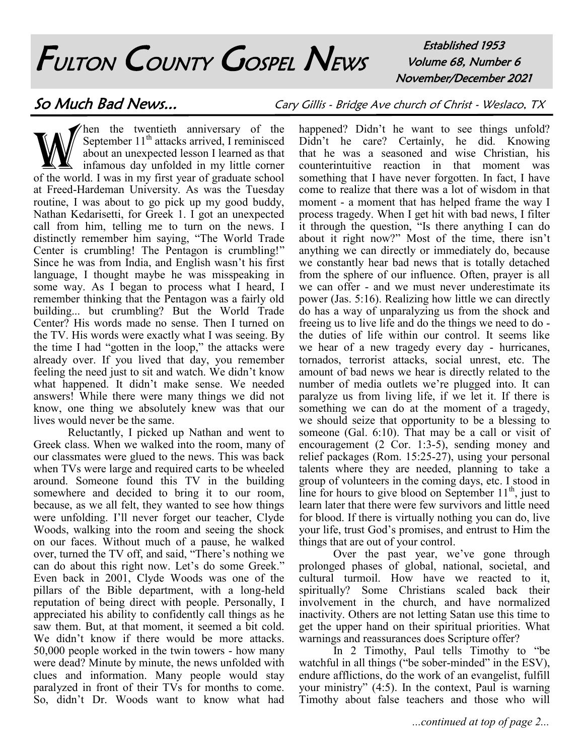# Fulton County Gospel News

Established 1953
Volume 68, Number 6
November/December 2021

## So Much Bad News...

*Cary Gillis - Bridge Ave church of Christ - Weslaco, TX*

When the twentieth anniversary of the September 11th attacks arrived, I reminisced about an unexpected lesson I learned as that infamous day unfolded in my little corner of the world. I was in my first year of graduate school at Freed-Hardeman University. As was the Tuesday routine, I was about to go pick up my good buddy, Nathan Kedarisetti, for Greek 1. I got an unexpected call from him, telling me to turn on the news. I distinctly remember him saying, "The World Trade Center is crumbling! The Pentagon is crumbling!" Since he was from India, and English wasn't his first language, I thought maybe he was misspeaking in some way. As I began to process what I heard, I remember thinking that the Pentagon was a fairly old building... but crumbling? But the World Trade Center? His words made no sense. Then I turned on the TV. His words were exactly what I was seeing. By the time I had "gotten in the loop," the attacks were already over. If you lived that day, you remember feeling the need just to sit and watch. We didn't know what happened. It didn't make sense. We needed answers! While there were many things we did not know, one thing we absolutely knew was that our lives would never be the same.

Reluctantly, I picked up Nathan and went to Greek class. When we walked into the room, many of our classmates were glued to the news. This was back when TVs were large and required carts to be wheeled around. Someone found this TV in the building somewhere and decided to bring it to our room, because, as we all felt, they wanted to see how things were unfolding. I'll never forget our teacher, Clyde Woods, walking into the room and seeing the shock on our faces. Without much of a pause, he walked over, turned the TV off, and said, "There's nothing we can do about this right now. Let's do some Greek." Even back in 2001, Clyde Woods was one of the pillars of the Bible department, with a long-held reputation of being direct with people. Personally, I appreciated his ability to confidently call things as he saw them. But, at that moment, it seemed a bit cold. We didn't know if there would be more attacks. 50,000 people worked in the twin towers - how many were dead? Minute by minute, the news unfolded with clues and information. Many people would stay paralyzed in front of their TVs for months to come. So, didn't Dr. Woods want to know what had happened? Didn't he want to see things unfold? Didn't he care? Certainly, he did. Knowing that he was a seasoned and wise Christian, his counterintuitive reaction in that moment was something that I have never forgotten. In fact, I have come to realize that there was a lot of wisdom in that moment - a moment that has helped frame the way I process tragedy. When I get hit with bad news, I filter it through the question, "Is there anything I can do about it right now?" Most of the time, there isn't anything we can directly or immediately do, because we constantly hear bad news that is totally detached from the sphere of our influence. Often, prayer is all we can offer - and we must never underestimate its power (Jas. 5:16). Realizing how little we can directly do has a way of unparalyzing us from the shock and freeing us to live life and do the things we need to do - the duties of life within our control. It seems like we hear of a new tragedy every day - hurricanes, tornados, terrorist attacks, social unrest, etc. The amount of bad news we hear is directly related to the number of media outlets we're plugged into. It can paralyze us from living life, if we let it. If there is something we can do at the moment of a tragedy, we should seize that opportunity to be a blessing to someone (Gal. 6:10). That may be a call or visit of encouragement (2 Cor. 1:3-5), sending money and relief packages (Rom. 15:25-27), using your personal talents where they are needed, planning to take a group of volunteers in the coming days, etc. I stood in line for hours to give blood on September 11th, just to learn later that there were few survivors and little need for blood. If there is virtually nothing you can do, live your life, trust God's promises, and entrust to Him the things that are out of your control.

Over the past year, we've gone through prolonged phases of global, national, societal, and cultural turmoil. How have we reacted to it, spiritually? Some Christians scaled back their involvement in the church, and have normalized inactivity. Others are not letting Satan use this time to get the upper hand on their spiritual priorities. What warnings and reassurances does Scripture offer?

In 2 Timothy, Paul tells Timothy to "be watchful in all things ("be sober-minded" in the ESV), endure afflictions, do the work of an evangelist, fulfill your ministry" (4:5). In the context, Paul is warning Timothy about false teachers and those who will

*...continued at top of page 2...*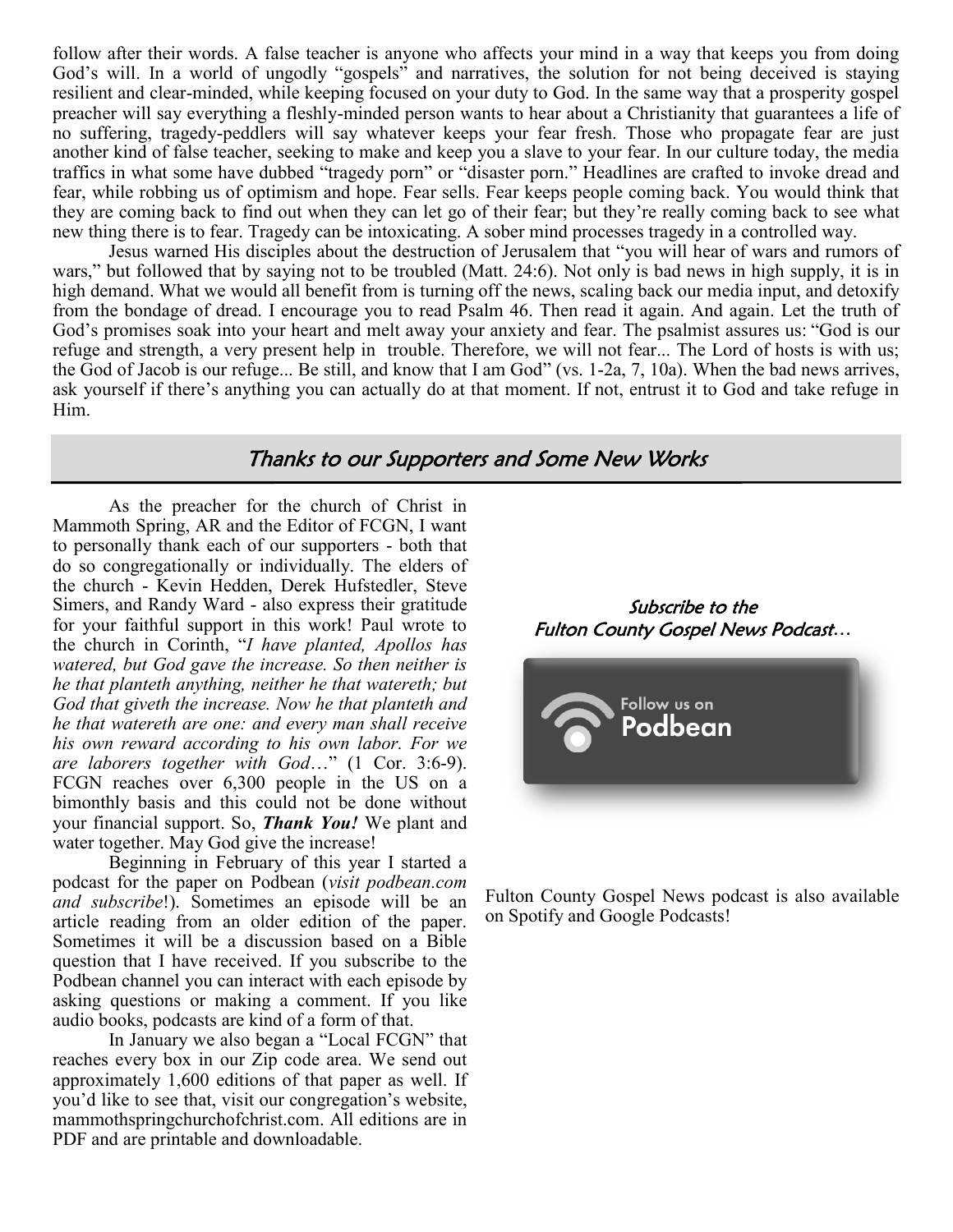follow after their words. A false teacher is anyone who affects your mind in a way that keeps you from doing God's will. In a world of ungodly "gospels" and narratives, the solution for not being deceived is staying resilient and clear-minded, while keeping focused on your duty to God. In the same way that a prosperity gospel preacher will say everything a fleshly-minded person wants to hear about a Christianity that guarantees a life of no suffering, tragedy-peddlers will say whatever keeps your fear fresh. Those who propagate fear are just another kind of false teacher, seeking to make and keep you a slave to your fear. In our culture today, the media traffics in what some have dubbed "tragedy porn" or "disaster porn." Headlines are crafted to invoke dread and fear, while robbing us of optimism and hope. Fear sells. Fear keeps people coming back. You would think that they are coming back to find out when they can let go of their fear; but they're really coming back to see what new thing there is to fear. Tragedy can be intoxicating. A sober mind processes tragedy in a controlled way.

Jesus warned His disciples about the destruction of Jerusalem that "you will hear of wars and rumors of wars," but followed that by saying not to be troubled (Matt. 24:6). Not only is bad news in high supply, it is in high demand. What we would all benefit from is turning off the news, scaling back our media input, and detoxify from the bondage of dread. I encourage you to read Psalm 46. Then read it again. And again. Let the truth of God's promises soak into your heart and melt away your anxiety and fear. The psalmist assures us: "God is our refuge and strength, a very present help in trouble. Therefore, we will not fear... The Lord of hosts is with us; the God of Jacob is our refuge... Be still, and know that I am God" (vs. 1-2a, 7, 10a). When the bad news arrives, ask yourself if there's anything you can actually do at that moment. If not, entrust it to God and take refuge in Him.

## *Thanks to our Supporters and Some New Works*

As the preacher for the church of Christ in Mammoth Spring, AR and the Editor of FCGN, I want to personally thank each of our supporters - both that do so congregationally or individually. The elders of the church - Kevin Hedden, Derek Hufstedler, Steve Simers, and Randy Ward - also express their gratitude for your faithful support in this work! Paul wrote to the church in Corinth, "*I have planted, Apollos has watered, but God gave the increase. So then neither is he that planteth anything, neither he that watereth; but God that giveth the increase. Now he that planteth and he that watereth are one: and every man shall receive his own reward according to his own labor. For we are laborers together with God*…" (1 Cor. 3:6-9). FCGN reaches over 6,300 people in the US on a bimonthly basis and this could not be done without your financial support. So, ***Thank You!*** We plant and water together. May God give the increase!

Beginning in February of this year I started a podcast for the paper on Podbean (*visit podbean.com and subscribe*!). Sometimes an episode will be an article reading from an older edition of the paper. Sometimes it will be a discussion based on a Bible question that I have received. If you subscribe to the Podbean channel you can interact with each episode by asking questions or making a comment. If you like audio books, podcasts are kind of a form of that.

In January we also began a "Local FCGN" that reaches every box in our Zip code area. We send out approximately 1,600 editions of that paper as well. If you'd like to see that, visit our congregation's website, mammothspringchurchofchrist.com. All editions are in PDF and are printable and downloadable.

*Subscribe to the Fulton County Gospel News Podcast…*

Follow us on Podbean

Fulton County Gospel News podcast is also available on Spotify and Google Podcasts!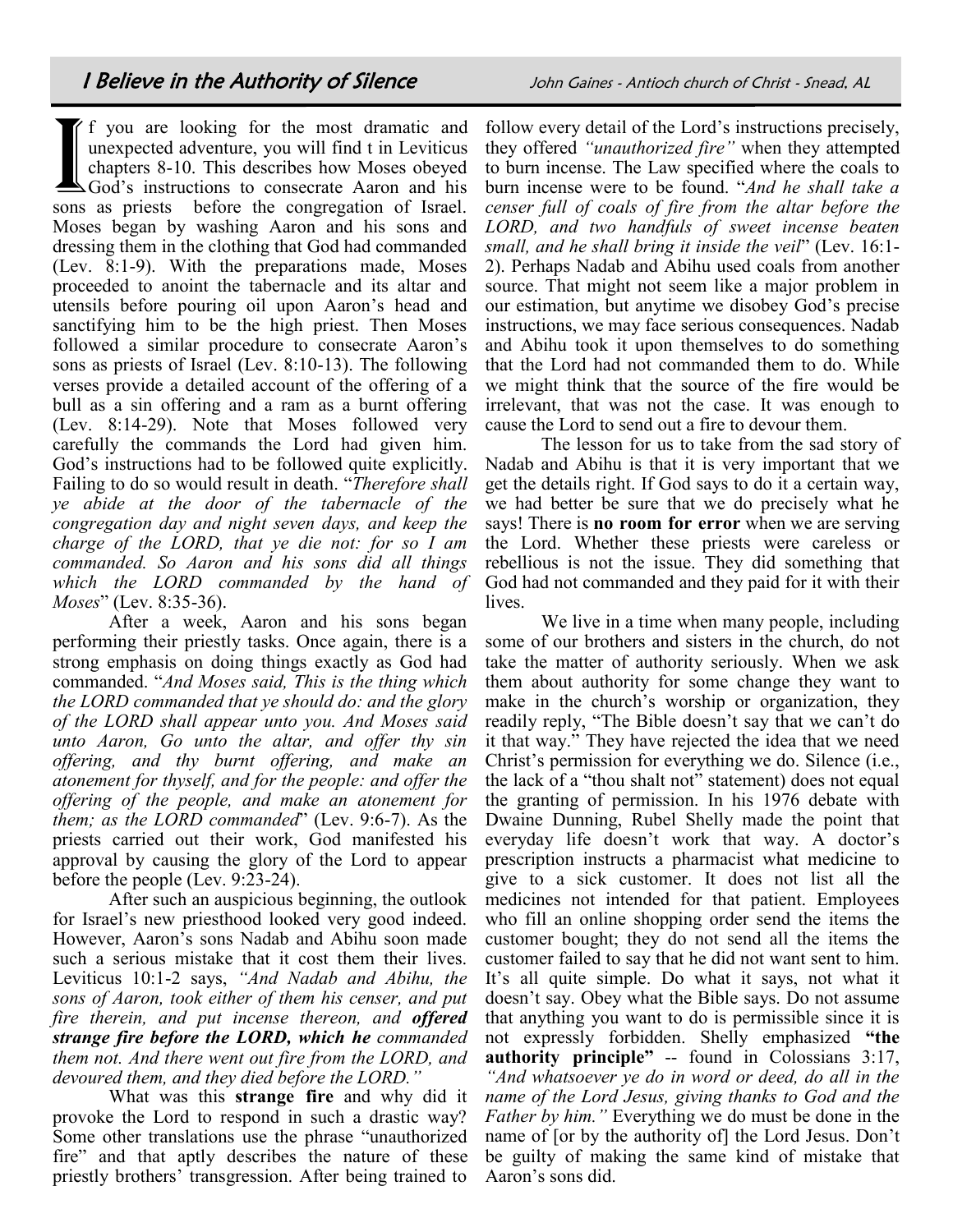## I Believe in the Authority of Silence

John Gaines - Antioch church of Christ - Snead, AL

If you are looking for the most dramatic and unexpected adventure, you will find t in Leviticus chapters 8-10. This describes how Moses obeyed God's instructions to consecrate Aaron and his sons as priests before the congregation of Israel. Moses began by washing Aaron and his sons and dressing them in the clothing that God had commanded (Lev. 8:1-9). With the preparations made, Moses proceeded to anoint the tabernacle and its altar and utensils before pouring oil upon Aaron's head and sanctifying him to be the high priest. Then Moses followed a similar procedure to consecrate Aaron's sons as priests of Israel (Lev. 8:10-13). The following verses provide a detailed account of the offering of a bull as a sin offering and a ram as a burnt offering (Lev. 8:14-29). Note that Moses followed very carefully the commands the Lord had given him. God's instructions had to be followed quite explicitly. Failing to do so would result in death. "*Therefore shall ye abide at the door of the tabernacle of the congregation day and night seven days, and keep the charge of the LORD, that ye die not: for so I am commanded. So Aaron and his sons did all things which the LORD commanded by the hand of Moses*" (Lev. 8:35-36).

After a week, Aaron and his sons began performing their priestly tasks. Once again, there is a strong emphasis on doing things exactly as God had commanded. "*And Moses said, This is the thing which the LORD commanded that ye should do: and the glory of the LORD shall appear unto you. And Moses said unto Aaron, Go unto the altar, and offer thy sin offering, and thy burnt offering, and make an atonement for thyself, and for the people: and offer the offering of the people, and make an atonement for them; as the LORD commanded*" (Lev. 9:6-7). As the priests carried out their work, God manifested his approval by causing the glory of the Lord to appear before the people (Lev. 9:23-24).

After such an auspicious beginning, the outlook for Israel's new priesthood looked very good indeed. However, Aaron's sons Nadab and Abihu soon made such a serious mistake that it cost them their lives. Leviticus 10:1-2 says, *"And Nadab and Abihu, the sons of Aaron, took either of them his censer, and put fire therein, and put incense thereon, and* ***offered strange fire before the LORD, which he*** *commanded them not. And there went out fire from the LORD, and devoured them, and they died before the LORD."*

What was this **strange fire** and why did it provoke the Lord to respond in such a drastic way? Some other translations use the phrase "unauthorized fire" and that aptly describes the nature of these priestly brothers' transgression. After being trained to follow every detail of the Lord's instructions precisely, they offered *"unauthorized fire"* when they attempted to burn incense. The Law specified where the coals to burn incense were to be found. "*And he shall take a censer full of coals of fire from the altar before the LORD, and two handfuls of sweet incense beaten small, and he shall bring it inside the veil*" (Lev. 16:1-2). Perhaps Nadab and Abihu used coals from another source. That might not seem like a major problem in our estimation, but anytime we disobey God's precise instructions, we may face serious consequences. Nadab and Abihu took it upon themselves to do something that the Lord had not commanded them to do. While we might think that the source of the fire would be irrelevant, that was not the case. It was enough to cause the Lord to send out a fire to devour them.

The lesson for us to take from the sad story of Nadab and Abihu is that it is very important that we get the details right. If God says to do it a certain way, we had better be sure that we do precisely what he says! There is **no room for error** when we are serving the Lord. Whether these priests were careless or rebellious is not the issue. They did something that God had not commanded and they paid for it with their lives.

We live in a time when many people, including some of our brothers and sisters in the church, do not take the matter of authority seriously. When we ask them about authority for some change they want to make in the church's worship or organization, they readily reply, "The Bible doesn't say that we can't do it that way." They have rejected the idea that we need Christ's permission for everything we do. Silence (i.e., the lack of a "thou shalt not" statement) does not equal the granting of permission. In his 1976 debate with Dwaine Dunning, Rubel Shelly made the point that everyday life doesn't work that way. A doctor's prescription instructs a pharmacist what medicine to give to a sick customer. It does not list all the medicines not intended for that patient. Employees who fill an online shopping order send the items the customer bought; they do not send all the items the customer failed to say that he did not want sent to him. It's all quite simple. Do what it says, not what it doesn't say. Obey what the Bible says. Do not assume that anything you want to do is permissible since it is not expressly forbidden. Shelly emphasized **"the authority principle"** -- found in Colossians 3:17, *"And whatsoever ye do in word or deed, do all in the name of the Lord Jesus, giving thanks to God and the Father by him."* Everything we do must be done in the name of [or by the authority of] the Lord Jesus. Don't be guilty of making the same kind of mistake that Aaron's sons did.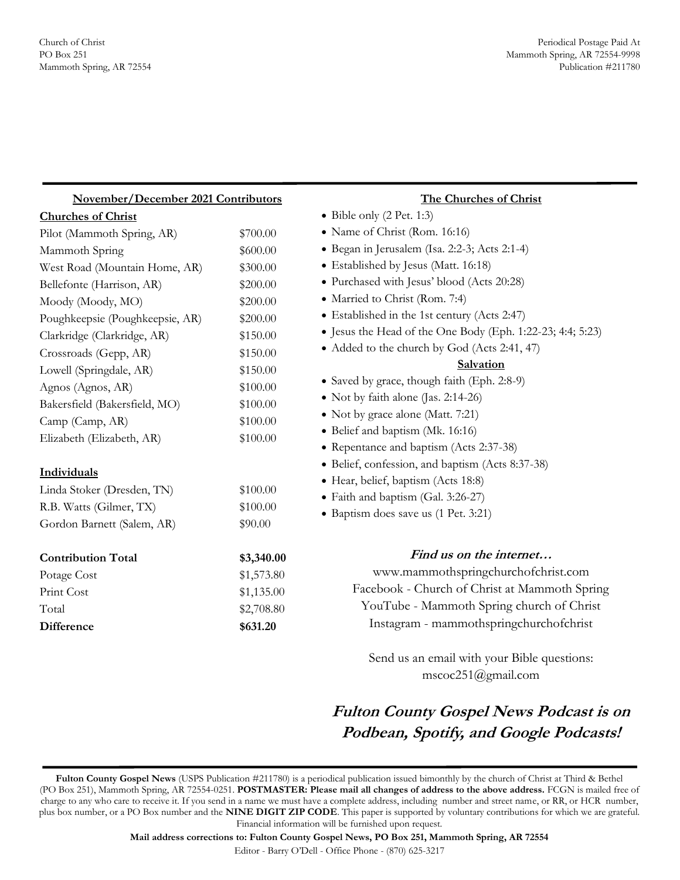Church of Christ
PO Box 251
Mammoth Spring, AR 72554

Periodical Postage Paid At
Mammoth Spring, AR 72554-9998
Publication #211780

## November/December 2021 Contributors

| | |
|---|---|
| **Churches of Christ** | |
| Pilot (Mammoth Spring, AR) | $700.00 |
| Mammoth Spring | $600.00 |
| West Road (Mountain Home, AR) | $300.00 |
| Bellefonte (Harrison, AR) | $200.00 |
| Moody (Moody, MO) | $200.00 |
| Poughkeepsie (Poughkeepsie, AR) | $200.00 |
| Clarkridge (Clarkridge, AR) | $150.00 |
| Crossroads (Gepp, AR) | $150.00 |
| Lowell (Springdale, AR) | $150.00 |
| Agnos (Agnos, AR) | $100.00 |
| Bakersfield (Bakersfield, MO) | $100.00 |
| Camp (Camp, AR) | $100.00 |
| Elizabeth (Elizabeth, AR) | $100.00 |
| **Individuals** | |
| Linda Stoker (Dresden, TN) | $100.00 |
| R.B. Watts (Gilmer, TX) | $100.00 |
| Gordon Barnett (Salem, AR) | $90.00 |
| **Contribution Total** | **$3,340.00** |
| Potage Cost | $1,573.80 |
| Print Cost | $1,135.00 |
| Total | $2,708.80 |
| **Difference** | **$631.20** |

## The Churches of Christ

- Bible only (2 Pet. 1:3)
- Name of Christ (Rom. 16:16)
- Began in Jerusalem (Isa. 2:2-3; Acts 2:1-4)
- Established by Jesus (Matt. 16:18)
- Purchased with Jesus' blood (Acts 20:28)
- Married to Christ (Rom. 7:4)
- Established in the 1st century (Acts 2:47)
- Jesus the Head of the One Body (Eph. 1:22-23; 4:4; 5:23)
- Added to the church by God (Acts 2:41, 47)

### Salvation

- Saved by grace, though faith (Eph. 2:8-9)
- Not by faith alone (Jas. 2:14-26)
- Not by grace alone (Matt. 7:21)
- Belief and baptism (Mk. 16:16)
- Repentance and baptism (Acts 2:37-38)
- Belief, confession, and baptism (Acts 8:37-38)
- Hear, belief, baptism (Acts 18:8)
- Faith and baptism (Gal. 3:26-27)
- Baptism does save us (1 Pet. 3:21)

***Find us on the internet…***

www.mammothspringchurchofchrist.com
Facebook - Church of Christ at Mammoth Spring
YouTube - Mammoth Spring church of Christ
Instagram - mammothspringchurchofchrist

Send us an email with your Bible questions:
mscoc251@gmail.com

***Fulton County Gospel News Podcast is on Podbean, Spotify, and Google Podcasts!***

**Fulton County Gospel News** (USPS Publication #211780) is a periodical publication issued bimonthly by the church of Christ at Third & Bethel (PO Box 251), Mammoth Spring, AR 72554-0251. **POSTMASTER: Please mail all changes of address to the above address.** FCGN is mailed free of charge to any who care to receive it. If you send in a name we must have a complete address, including number and street name, or RR, or HCR number, plus box number, or a PO Box number and the **NINE DIGIT ZIP CODE**. This paper is supported by voluntary contributions for which we are grateful. Financial information will be furnished upon request.

**Mail address corrections to: Fulton County Gospel News, PO Box 251, Mammoth Spring, AR 72554**

Editor - Barry O'Dell - Office Phone - (870) 625-3217